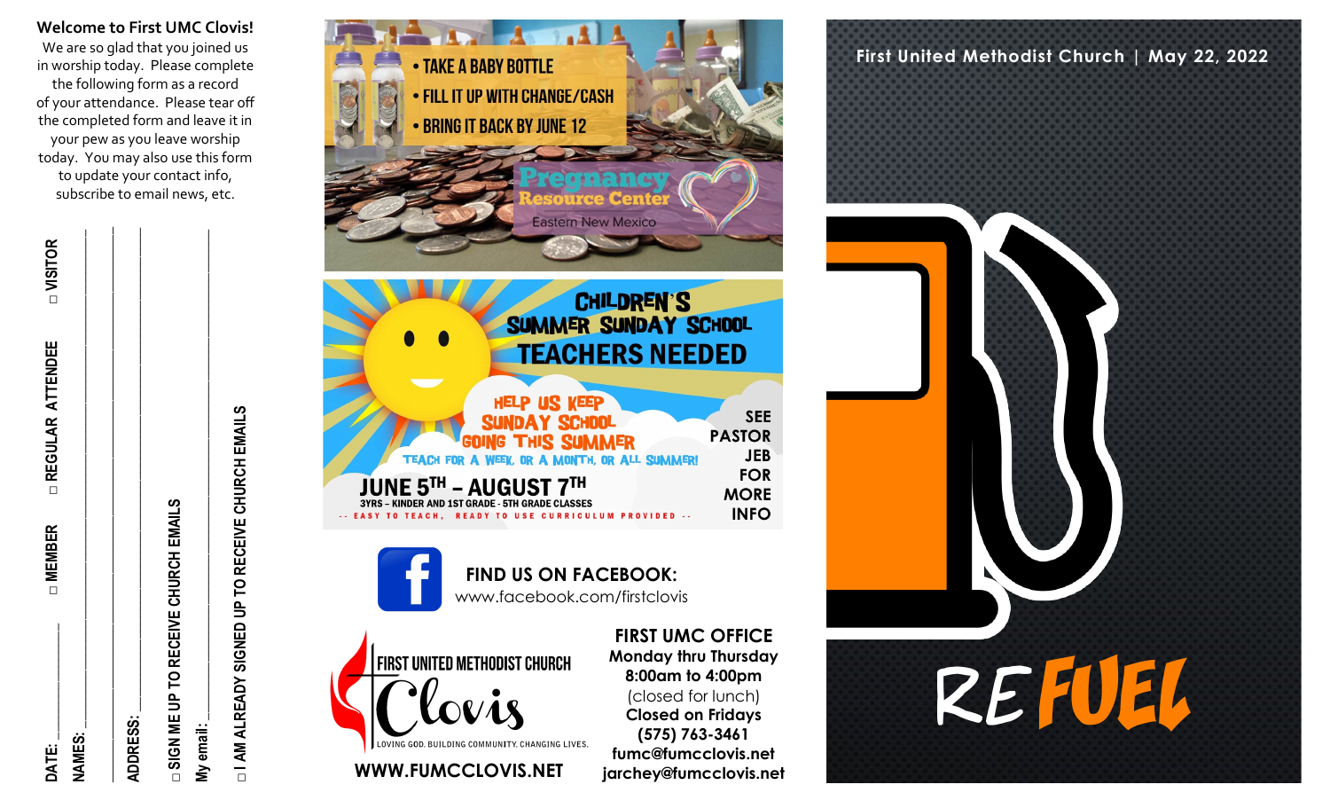**Welcome to First UMC Clovis!**

We are so glad that you joined us in worship today. Please complete the following form as a record of your attendance. Please tear off the completed form and leave it in your pew as you leave worship today. You may also use this form to update your contact info, subscribe to email news, etc.

DATE: ______________ ☐ MEMBER ☐ REGULAR ATTENDEE ☐ VISITOR

NAMES: ______________________________

______________________________

ADDRESS: ______________________________

______________________________

☐ SIGN ME UP TO RECEIVE CHURCH EMAILS

My email: ______________________________

☐ I AM ALREADY SIGNED UP TO RECEIVE CHURCH EMAILS

- TAKE A BABY BOTTLE
- FILL IT UP WITH CHANGE/CASH
- BRING IT BACK BY JUNE 12

Pregnancy Resource Center
Eastern New Mexico

## CHILDREN'S SUMMER SUNDAY SCHOOL TEACHERS NEEDED

HELP US KEEP SUNDAY SCHOOL GOING THIS SUMMER

TEACH FOR A WEEK, OR A MONTH, OR ALL SUMMER!

**JUNE 5TH – AUGUST 7TH**

3YRS – KINDER AND 1ST GRADE - 5TH GRADE CLASSES

-- EASY TO TEACH, READY TO USE CURRICULUM PROVIDED --

SEE PASTOR JEB FOR MORE INFO

**FIND US ON FACEBOOK:**
www.facebook.com/firstclovis

FIRST UNITED METHODIST CHURCH
Clovis
LOVING GOD. BUILDING COMMUNITY. CHANGING LIVES.

**WWW.FUMCCLOVIS.NET**

**FIRST UMC OFFICE**
**Monday thru Thursday**
**8:00am to 4:00pm**
(closed for lunch)
**Closed on Fridays**
**(575) 763-3461**
**fumc@fumcclovis.net**
**jarchey@fumcclovis.net**

First United Methodist Church | May 22, 2022

# REFUEL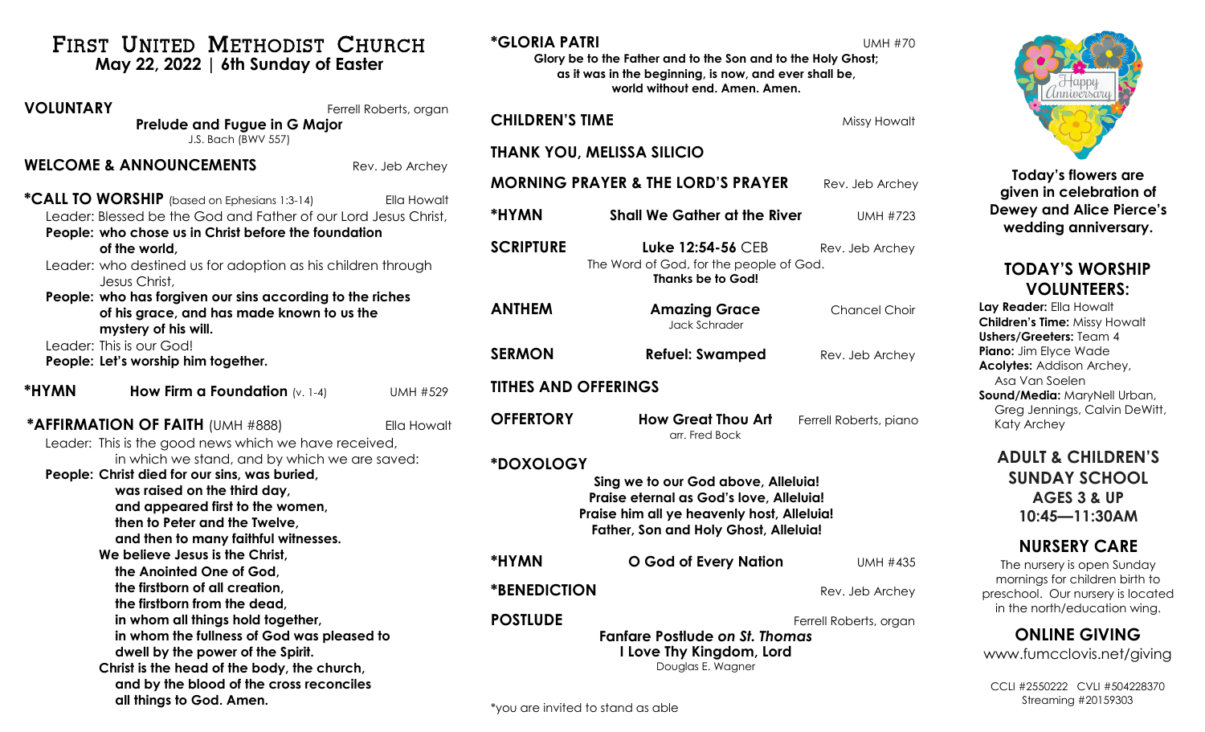# First United Methodist Church

**May 22, 2022 | 6th Sunday of Easter**

**VOLUNTARY** — Ferrell Roberts, organ
**Prelude and Fugue in G Major**
J.S. Bach (BWV 557)

**WELCOME & ANNOUNCEMENTS** — Rev. Jeb Archey

**\*CALL TO WORSHIP** (based on Ephesians 1:3-14) — Ella Howalt

Leader: Blessed be the God and Father of our Lord Jesus Christ,
**People: who chose us in Christ before the foundation of the world,**
Leader: who destined us for adoption as his children through Jesus Christ,
**People: who has forgiven our sins according to the riches of his grace, and has made known to us the mystery of his will.**
Leader: This is our God!
**People: Let's worship him together.**

**\*HYMN** — **How Firm a Foundation** (v. 1-4) — UMH #529

**\*AFFIRMATION OF FAITH** (UMH #888) — Ella Howalt

Leader: This is the good news which we have received, in which we stand, and by which we are saved:
**People: Christ died for our sins, was buried,**
**was raised on the third day,**
**and appeared first to the women,**
**then to Peter and the Twelve,**
**and then to many faithful witnesses.**
**We believe Jesus is the Christ,**
**the Anointed One of God,**
**the firstborn of all creation,**
**the firstborn from the dead,**
**in whom all things hold together,**
**in whom the fullness of God was pleased to dwell by the power of the Spirit.**
**Christ is the head of the body, the church,**
**and by the blood of the cross reconciles all things to God. Amen.**

**\*GLORIA PATRI** — UMH #70
**Glory be to the Father and to the Son and to the Holy Ghost;**
**as it was in the beginning, is now, and ever shall be,**
**world without end. Amen. Amen.**

**CHILDREN'S TIME** — Missy Howalt

**THANK YOU, MELISSA SILICIO**

**MORNING PRAYER & THE LORD'S PRAYER** — Rev. Jeb Archey

**\*HYMN** — **Shall We Gather at the River** — UMH #723

**SCRIPTURE** — **Luke 12:54-56** CEB — Rev. Jeb Archey
The Word of God, for the people of God.
**Thanks be to God!**

**ANTHEM** — **Amazing Grace** — Chancel Choir
Jack Schrader

**SERMON** — **Refuel: Swamped** — Rev. Jeb Archey

**TITHES AND OFFERINGS**

**OFFERTORY** — **How Great Thou Art** — Ferrell Roberts, piano
arr. Fred Bock

**\*DOXOLOGY**
**Sing we to our God above, Alleluia!**
**Praise eternal as God's love, Alleluia!**
**Praise him all ye heavenly host, Alleluia!**
**Father, Son and Holy Ghost, Alleluia!**

**\*HYMN** — **O God of Every Nation** — UMH #435

**\*BENEDICTION** — Rev. Jeb Archey

**POSTLUDE** — Ferrell Roberts, organ
**Fanfare Postlude *on St. Thomas***
**I Love Thy Kingdom, Lord**
Douglas E. Wagner

\*you are invited to stand as able

**Today's flowers are given in celebration of Dewey and Alice Pierce's wedding anniversary.**

## TODAY'S WORSHIP VOLUNTEERS:

**Lay Reader:** Ella Howalt
**Children's Time:** Missy Howalt
**Ushers/Greeters:** Team 4
**Piano:** Jim Elyce Wade
**Acolytes:** Addison Archey, Asa Van Soelen
**Sound/Media:** MaryNell Urban, Greg Jennings, Calvin DeWitt, Katy Archey

## ADULT & CHILDREN'S SUNDAY SCHOOL AGES 3 & UP 10:45—11:30AM

## NURSERY CARE

The nursery is open Sunday mornings for children birth to preschool. Our nursery is located in the north/education wing.

## ONLINE GIVING

www.fumcclovis.net/giving

CCLI #2550222 CVLI #504228370
Streaming #20159303